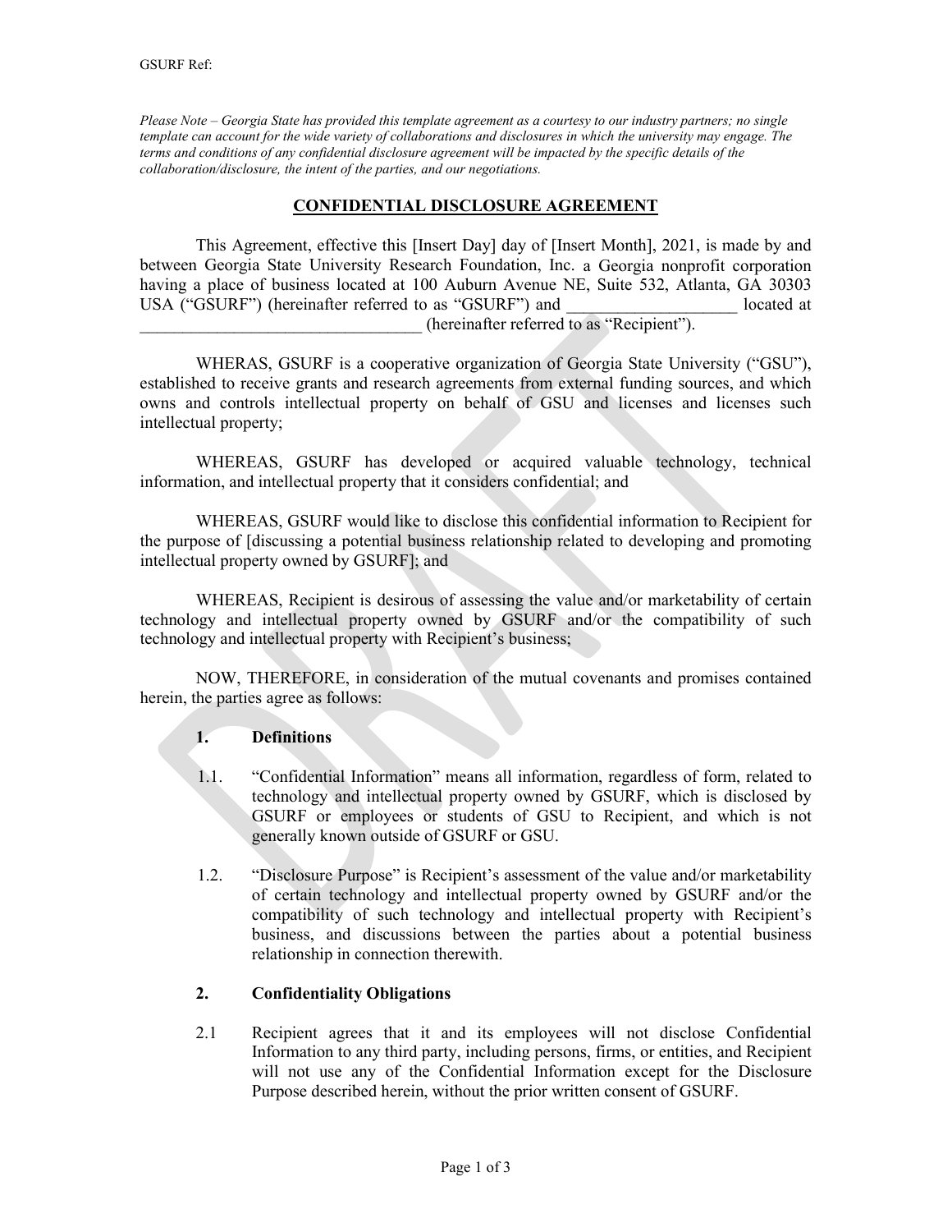GSURF Ref:

*Please Note – Georgia State has provided this template agreement as a courtesy to our industry partners; no single template can account for the wide variety of collaborations and disclosures in which the university may engage. The terms and conditions of any confidential disclosure agreement will be impacted by the specific details of the collaboration/disclosure, the intent of the parties, and our negotiations.*

# CONFIDENTIAL DISCLOSURE AGREEMENT

This Agreement, effective this [Insert Day] day of [Insert Month], 2021, is made by and between Georgia State University Research Foundation, Inc. a Georgia nonprofit corporation having a place of business located at 100 Auburn Avenue NE, Suite 532, Atlanta, GA 30303 USA ("GSURF") (hereinafter referred to as "GSURF") and ____________________ located at __________________________________ (hereinafter referred to as "Recipient").

WHERAS, GSURF is a cooperative organization of Georgia State University ("GSU"), established to receive grants and research agreements from external funding sources, and which owns and controls intellectual property on behalf of GSU and licenses and licenses such intellectual property;

WHEREAS, GSURF has developed or acquired valuable technology, technical information, and intellectual property that it considers confidential; and

WHEREAS, GSURF would like to disclose this confidential information to Recipient for the purpose of [discussing a potential business relationship related to developing and promoting intellectual property owned by GSURF]; and

WHEREAS, Recipient is desirous of assessing the value and/or marketability of certain technology and intellectual property owned by GSURF and/or the compatibility of such technology and intellectual property with Recipient's business;

NOW, THEREFORE, in consideration of the mutual covenants and promises contained herein, the parties agree as follows:

## 1. Definitions

1.1. "Confidential Information" means all information, regardless of form, related to technology and intellectual property owned by GSURF, which is disclosed by GSURF or employees or students of GSU to Recipient, and which is not generally known outside of GSURF or GSU.

1.2. "Disclosure Purpose" is Recipient's assessment of the value and/or marketability of certain technology and intellectual property owned by GSURF and/or the compatibility of such technology and intellectual property with Recipient's business, and discussions between the parties about a potential business relationship in connection therewith.

## 2. Confidentiality Obligations

2.1 Recipient agrees that it and its employees will not disclose Confidential Information to any third party, including persons, firms, or entities, and Recipient will not use any of the Confidential Information except for the Disclosure Purpose described herein, without the prior written consent of GSURF.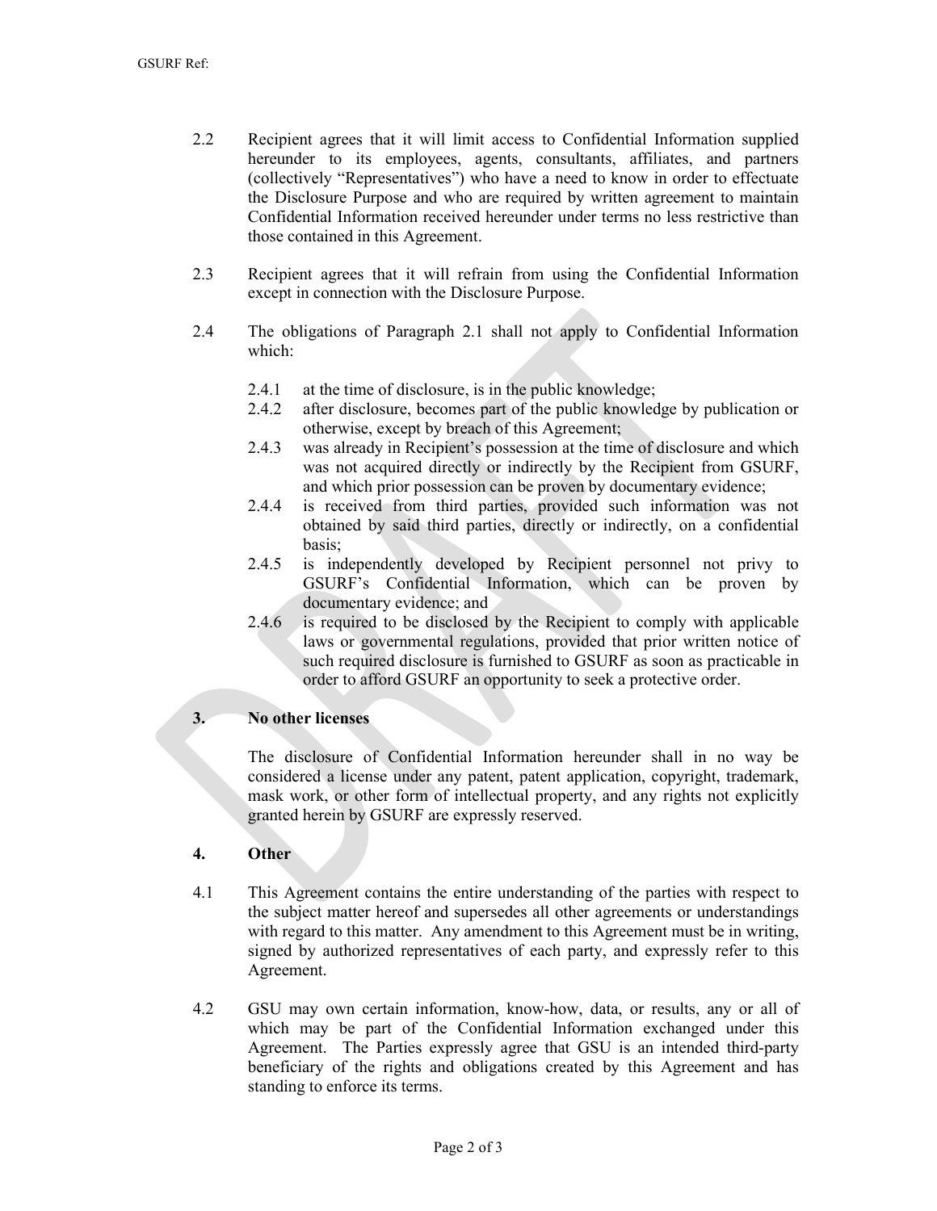2.2 Recipient agrees that it will limit access to Confidential Information supplied hereunder to its employees, agents, consultants, affiliates, and partners (collectively "Representatives") who have a need to know in order to effectuate the Disclosure Purpose and who are required by written agreement to maintain Confidential Information received hereunder under terms no less restrictive than those contained in this Agreement.

2.3 Recipient agrees that it will refrain from using the Confidential Information except in connection with the Disclosure Purpose.

2.4 The obligations of Paragraph 2.1 shall not apply to Confidential Information which:

- 2.4.1 at the time of disclosure, is in the public knowledge;
- 2.4.2 after disclosure, becomes part of the public knowledge by publication or otherwise, except by breach of this Agreement;
- 2.4.3 was already in Recipient's possession at the time of disclosure and which was not acquired directly or indirectly by the Recipient from GSURF, and which prior possession can be proven by documentary evidence;
- 2.4.4 is received from third parties, provided such information was not obtained by said third parties, directly or indirectly, on a confidential basis;
- 2.4.5 is independently developed by Recipient personnel not privy to GSURF's Confidential Information, which can be proven by documentary evidence; and
- 2.4.6 is required to be disclosed by the Recipient to comply with applicable laws or governmental regulations, provided that prior written notice of such required disclosure is furnished to GSURF as soon as practicable in order to afford GSURF an opportunity to seek a protective order.

## 3. No other licenses

The disclosure of Confidential Information hereunder shall in no way be considered a license under any patent, patent application, copyright, trademark, mask work, or other form of intellectual property, and any rights not explicitly granted herein by GSURF are expressly reserved.

## 4. Other

4.1 This Agreement contains the entire understanding of the parties with respect to the subject matter hereof and supersedes all other agreements or understandings with regard to this matter. Any amendment to this Agreement must be in writing, signed by authorized representatives of each party, and expressly refer to this Agreement.

4.2 GSU may own certain information, know-how, data, or results, any or all of which may be part of the Confidential Information exchanged under this Agreement. The Parties expressly agree that GSU is an intended third-party beneficiary of the rights and obligations created by this Agreement and has standing to enforce its terms.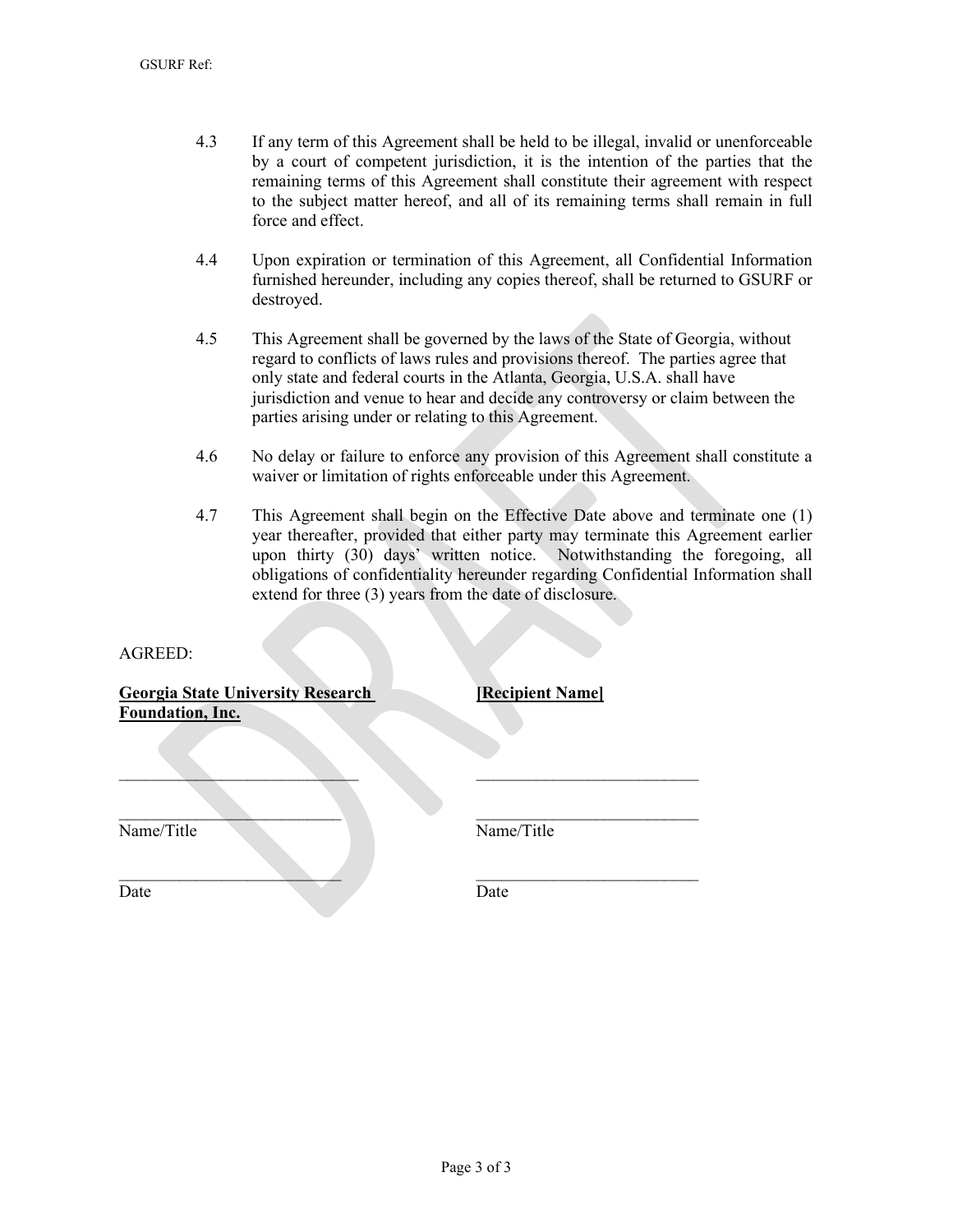4.3 If any term of this Agreement shall be held to be illegal, invalid or unenforceable by a court of competent jurisdiction, it is the intention of the parties that the remaining terms of this Agreement shall constitute their agreement with respect to the subject matter hereof, and all of its remaining terms shall remain in full force and effect.

4.4 Upon expiration or termination of this Agreement, all Confidential Information furnished hereunder, including any copies thereof, shall be returned to GSURF or destroyed.

4.5 This Agreement shall be governed by the laws of the State of Georgia, without regard to conflicts of laws rules and provisions thereof. The parties agree that only state and federal courts in the Atlanta, Georgia, U.S.A. shall have jurisdiction and venue to hear and decide any controversy or claim between the parties arising under or relating to this Agreement.

4.6 No delay or failure to enforce any provision of this Agreement shall constitute a waiver or limitation of rights enforceable under this Agreement.

4.7 This Agreement shall begin on the Effective Date above and terminate one (1) year thereafter, provided that either party may terminate this Agreement earlier upon thirty (30) days' written notice. Notwithstanding the foregoing, all obligations of confidentiality hereunder regarding Confidential Information shall extend for three (3) years from the date of disclosure.

AGREED:

| **Georgia State University Research Foundation, Inc.** | **[Recipient Name]** |
|---|---|
| ____________________________ | ____________________________ |
| ____________________________ | ____________________________ |
| Name/Title | Name/Title |
| ____________________________ | ____________________________ |
| Date | Date |